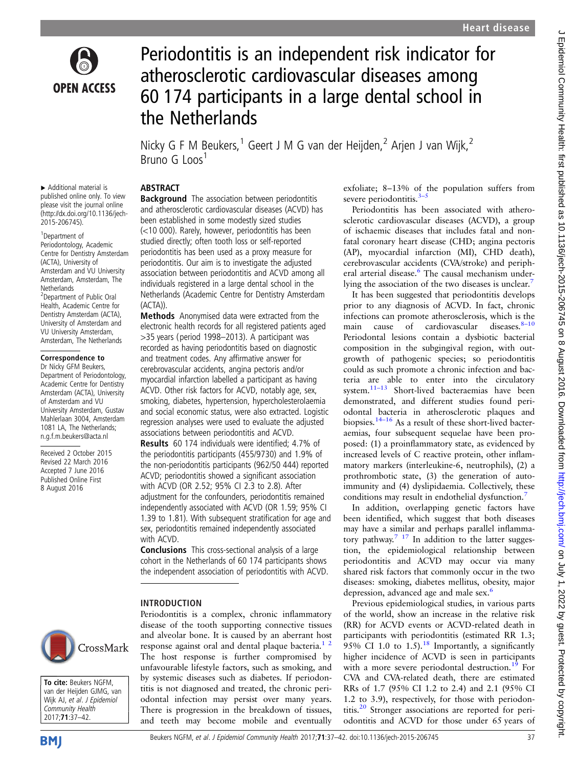# Periodontitis is an independent risk indicator for atherosclerotic cardiovascular diseases among 60 174 participants in a large dental school in the Netherlands

Nicky G F M Beukers,[1] Geert J M G van der Heijden,[2] Arjen J van Wijk,[2] Bruno G Loos[1]

▸ Additional material is published online only. To view please visit the journal online (http://dx.doi.org/10.1136/jech-2015-206745).

[1]Department of Periodontology, Academic Centre for Dentistry Amsterdam (ACTA), University of Amsterdam and VU University Amsterdam, Amsterdam, The Netherlands
[2]Department of Public Oral Health, Academic Centre for Dentistry Amsterdam (ACTA), University of Amsterdam and VU University Amsterdam, Amsterdam, The Netherlands

**Correspondence to**
Dr Nicky GFM Beukers, Department of Periodontology, Academic Centre for Dentistry Amsterdam (ACTA), University of Amsterdam and VU University Amsterdam, Gustav Mahlerlaan 3004, Amsterdam 1081 LA, The Netherlands; n.g.f.m.beukers@acta.nl

Received 2 October 2015
Revised 22 March 2016
Accepted 7 June 2016
Published Online First 8 August 2016

**To cite:** Beukers NGFM, van der Heijden GJMG, van Wijk AJ, et al. J Epidemiol Community Health 2017;71:37–42.

## ABSTRACT

**Background** The association between periodontitis and atherosclerotic cardiovascular diseases (ACVD) has been established in some modestly sized studies (<10 000). Rarely, however, periodontitis has been studied directly; often tooth loss or self-reported periodontitis has been used as a proxy measure for periodontitis. Our aim is to investigate the adjusted association between periodontitis and ACVD among all individuals registered in a large dental school in the Netherlands (Academic Centre for Dentistry Amsterdam (ACTA)).

**Methods** Anonymised data were extracted from the electronic health records for all registered patients aged >35 years (period 1998–2013). A participant was recorded as having periodontitis based on diagnostic and treatment codes. Any affirmative answer for cerebrovascular accidents, angina pectoris and/or myocardial infarction labelled a participant as having ACVD. Other risk factors for ACVD, notably age, sex, smoking, diabetes, hypertension, hypercholesterolaemia and social economic status, were also extracted. Logistic regression analyses were used to evaluate the adjusted associations between periodontitis and ACVD.

**Results** 60 174 individuals were identified; 4.7% of the periodontitis participants (455/9730) and 1.9% of the non-periodontitis participants (962/50 444) reported ACVD; periodontitis showed a significant association with ACVD (OR 2.52; 95% CI 2.3 to 2.8). After adjustment for the confounders, periodontitis remained independently associated with ACVD (OR 1.59; 95% CI 1.39 to 1.81). With subsequent stratification for age and sex, periodontitis remained independently associated with ACVD.

**Conclusions** This cross-sectional analysis of a large cohort in the Netherlands of 60 174 participants shows the independent association of periodontitis with ACVD.

## INTRODUCTION

Periodontitis is a complex, chronic inflammatory disease of the tooth supporting connective tissues and alveolar bone. It is caused by an aberrant host response against oral and dental plaque bacteria.[1 2] The host response is further compromised by unfavourable lifestyle factors, such as smoking, and by systemic diseases such as diabetes. If periodontitis is not diagnosed and treated, the chronic periodontal infection may persist over many years. There is progression in the breakdown of tissues, and teeth may become mobile and eventually exfoliate; 8–13% of the population suffers from severe periodontitis.[3–5]

Periodontitis has been associated with atherosclerotic cardiovascular diseases (ACVD), a group of ischaemic diseases that includes fatal and non-fatal coronary heart disease (CHD; angina pectoris (AP), myocardial infarction (MI), CHD death), cerebrovascular accidents (CVA/stroke) and peripheral arterial disease.[6] The causal mechanism underlying the association of the two diseases is unclear.[7]

It has been suggested that periodontitis develops prior to any diagnosis of ACVD. In fact, chronic infections can promote atherosclerosis, which is the main cause of cardiovascular diseases.[8–10] Periodontal lesions contain a dysbiotic bacterial composition in the subgingival region, with outgrowth of pathogenic species; so periodontitis could as such promote a chronic infection and bacteria are able to enter into the circulatory system.[11–13] Short-lived bacteraemias have been demonstrated, and different studies found periodontal bacteria in atherosclerotic plaques and biopsies.[14–16] As a result of these short-lived bacteraemias, four subsequent sequelae have been proposed: (1) a proinflammatory state, as evidenced by increased levels of C reactive protein, other inflammatory markers (interleukine-6, neutrophils), (2) a prothrombotic state, (3) the generation of autoimmunity and (4) dyslipidaemia. Collectively, these conditions may result in endothelial dysfunction.[7]

In addition, overlapping genetic factors have been identified, which suggest that both diseases may have a similar and perhaps parallel inflammatory pathway.[7 17] In addition to the latter suggestion, the epidemiological relationship between periodontitis and ACVD may occur via many shared risk factors that commonly occur in the two diseases: smoking, diabetes mellitus, obesity, major depression, advanced age and male sex.[6]

Previous epidemiological studies, in various parts of the world, show an increase in the relative risk (RR) for ACVD events or ACVD-related death in participants with periodontitis (estimated RR 1.3; 95% CI 1.0 to 1.5).[18] Importantly, a significantly higher incidence of ACVD is seen in participants with a more severe periodontal destruction.[19] For CVA and CVA-related death, there are estimated RRs of 1.7 (95% CI 1.2 to 2.4) and 2.1 (95% CI 1.2 to 3.9), respectively, for those with periodontitis.[20] Stronger associations are reported for periodontitis and ACVD for those under 65 years of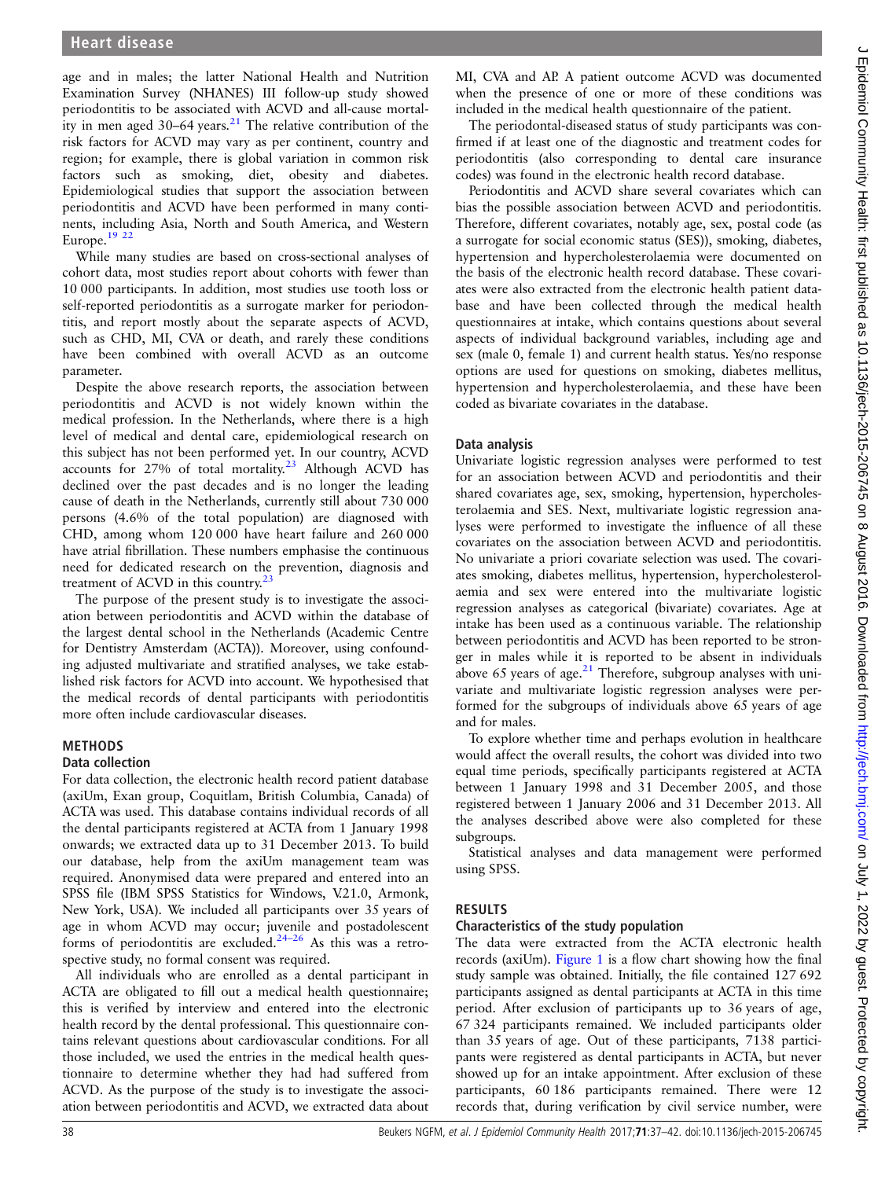age and in males; the latter National Health and Nutrition Examination Survey (NHANES) III follow-up study showed periodontitis to be associated with ACVD and all-cause mortality in men aged 30–64 years.[21] The relative contribution of the risk factors for ACVD may vary as per continent, country and region; for example, there is global variation in common risk factors such as smoking, diet, obesity and diabetes. Epidemiological studies that support the association between periodontitis and ACVD have been performed in many continents, including Asia, North and South America, and Western Europe.[19 22]

While many studies are based on cross-sectional analyses of cohort data, most studies report about cohorts with fewer than 10 000 participants. In addition, most studies use tooth loss or self-reported periodontitis as a surrogate marker for periodontitis, and report mostly about the separate aspects of ACVD, such as CHD, MI, CVA or death, and rarely these conditions have been combined with overall ACVD as an outcome parameter.

Despite the above research reports, the association between periodontitis and ACVD is not widely known within the medical profession. In the Netherlands, where there is a high level of medical and dental care, epidemiological research on this subject has not been performed yet. In our country, ACVD accounts for 27% of total mortality.[23] Although ACVD has declined over the past decades and is no longer the leading cause of death in the Netherlands, currently still about 730 000 persons (4.6% of the total population) are diagnosed with CHD, among whom 120 000 have heart failure and 260 000 have atrial fibrillation. These numbers emphasise the continuous need for dedicated research on the prevention, diagnosis and treatment of ACVD in this country.[23]

The purpose of the present study is to investigate the association between periodontitis and ACVD within the database of the largest dental school in the Netherlands (Academic Centre for Dentistry Amsterdam (ACTA)). Moreover, using confounding adjusted multivariate and stratified analyses, we take established risk factors for ACVD into account. We hypothesised that the medical records of dental participants with periodontitis more often include cardiovascular diseases.

## METHODS

### Data collection

For data collection, the electronic health record patient database (axiUm, Exan group, Coquitlam, British Columbia, Canada) of ACTA was used. This database contains individual records of all the dental participants registered at ACTA from 1 January 1998 onwards; we extracted data up to 31 December 2013. To build our database, help from the axiUm management team was required. Anonymised data were prepared and entered into an SPSS file (IBM SPSS Statistics for Windows, V.21.0, Armonk, New York, USA). We included all participants over 35 years of age in whom ACVD may occur; juvenile and postadolescent forms of periodontitis are excluded.[24–26] As this was a retrospective study, no formal consent was required.

All individuals who are enrolled as a dental participant in ACTA are obligated to fill out a medical health questionnaire; this is verified by interview and entered into the electronic health record by the dental professional. This questionnaire contains relevant questions about cardiovascular conditions. For all those included, we used the entries in the medical health questionnaire to determine whether they had had suffered from ACVD. As the purpose of the study is to investigate the association between periodontitis and ACVD, we extracted data about MI, CVA and AP. A patient outcome ACVD was documented when the presence of one or more of these conditions was included in the medical health questionnaire of the patient.

The periodontal-diseased status of study participants was confirmed if at least one of the diagnostic and treatment codes for periodontitis (also corresponding to dental care insurance codes) was found in the electronic health record database.

Periodontitis and ACVD share several covariates which can bias the possible association between ACVD and periodontitis. Therefore, different covariates, notably age, sex, postal code (as a surrogate for social economic status (SES)), smoking, diabetes, hypertension and hypercholesterolaemia were documented on the basis of the electronic health record database. These covariates were also extracted from the electronic health patient database and have been collected through the medical health questionnaires at intake, which contains questions about several aspects of individual background variables, including age and sex (male 0, female 1) and current health status. Yes/no response options are used for questions on smoking, diabetes mellitus, hypertension and hypercholesterolaemia, and these have been coded as bivariate covariates in the database.

### Data analysis

Univariate logistic regression analyses were performed to test for an association between ACVD and periodontitis and their shared covariates age, sex, smoking, hypertension, hypercholesterolaemia and SES. Next, multivariate logistic regression analyses were performed to investigate the influence of all these covariates on the association between ACVD and periodontitis. No univariate a priori covariate selection was used. The covariates smoking, diabetes mellitus, hypertension, hypercholesterolaemia and sex were entered into the multivariate logistic regression analyses as categorical (bivariate) covariates. Age at intake has been used as a continuous variable. The relationship between periodontitis and ACVD has been reported to be stronger in males while it is reported to be absent in individuals above 65 years of age.[21] Therefore, subgroup analyses with univariate and multivariate logistic regression analyses were performed for the subgroups of individuals above 65 years of age and for males.

To explore whether time and perhaps evolution in healthcare would affect the overall results, the cohort was divided into two equal time periods, specifically participants registered at ACTA between 1 January 1998 and 31 December 2005, and those registered between 1 January 2006 and 31 December 2013. All the analyses described above were also completed for these subgroups.

Statistical analyses and data management were performed using SPSS.

## RESULTS

### Characteristics of the study population

The data were extracted from the ACTA electronic health records (axiUm). Figure 1 is a flow chart showing how the final study sample was obtained. Initially, the file contained 127 692 participants assigned as dental participants at ACTA in this time period. After exclusion of participants up to 36 years of age, 67 324 participants remained. We included participants older than 35 years of age. Out of these participants, 7138 participants were registered as dental participants in ACTA, but never showed up for an intake appointment. After exclusion of these participants, 60 186 participants remained. There were 12 records that, during verification by civil service number, were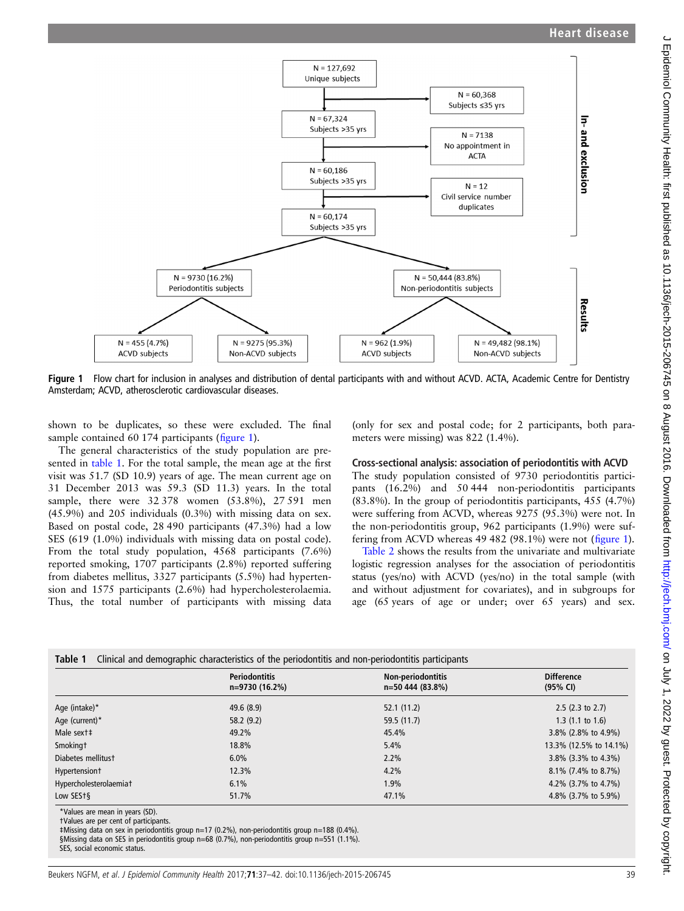Figure 1 Flow chart for inclusion in analyses and distribution of dental participants with and without ACVD. ACTA, Academic Centre for Dentistry Amsterdam; ACVD, atherosclerotic cardiovascular diseases.

shown to be duplicates, so these were excluded. The final sample contained 60 174 participants (figure 1).

The general characteristics of the study population are presented in table 1. For the total sample, the mean age at the first visit was 51.7 (SD 10.9) years of age. The mean current age on 31 December 2013 was 59.3 (SD 11.3) years. In the total sample, there were 32 378 women (53.8%), 27 591 men (45.9%) and 205 individuals (0.3%) with missing data on sex. Based on postal code, 28 490 participants (47.3%) had a low SES (619 (1.0%) individuals with missing data on postal code). From the total study population, 4568 participants (7.6%) reported smoking, 1707 participants (2.8%) reported suffering from diabetes mellitus, 3327 participants (5.5%) had hypertension and 1575 participants (2.6%) had hypercholesterolaemia. Thus, the total number of participants with missing data (only for sex and postal code; for 2 participants, both parameters were missing) was 822 (1.4%).

### Cross-sectional analysis: association of periodontitis with ACVD

The study population consisted of 9730 periodontitis participants (16.2%) and 50 444 non-periodontitis participants (83.8%). In the group of periodontitis participants, 455 (4.7%) were suffering from ACVD, whereas 9275 (95.3%) were not. In the non-periodontitis group, 962 participants (1.9%) were suffering from ACVD whereas 49 482 (98.1%) were not (figure 1).

Table 2 shows the results from the univariate and multivariate logistic regression analyses for the association of periodontitis status (yes/no) with ACVD (yes/no) in the total sample (with and without adjustment for covariates), and in subgroups for age (65 years of age or under; over 65 years) and sex.

**Table 1** Clinical and demographic characteristics of the periodontitis and non-periodontitis participants

| | Periodontitis n=9730 (16.2%) | Non-periodontitis n=50 444 (83.8%) | Difference (95% CI) |
|---|---|---|---|
| Age (intake)* | 49.6 (8.9) | 52.1 (11.2) | 2.5 (2.3 to 2.7) |
| Age (current)* | 58.2 (9.2) | 59.5 (11.7) | 1.3 (1.1 to 1.6) |
| Male sex†‡ | 49.2% | 45.4% | 3.8% (2.8% to 4.9%) |
| Smoking† | 18.8% | 5.4% | 13.3% (12.5% to 14.1%) |
| Diabetes mellitus† | 6.0% | 2.2% | 3.8% (3.3% to 4.3%) |
| Hypertension† | 12.3% | 4.2% | 8.1% (7.4% to 8.7%) |
| Hypercholesterolaemia† | 6.1% | 1.9% | 4.2% (3.7% to 4.7%) |
| Low SES†§ | 51.7% | 47.1% | 4.8% (3.7% to 5.9%) |

*Values are mean in years (SD).
†Values are per cent of participants.
‡Missing data on sex in periodontitis group n=17 (0.2%), non-periodontitis group n=188 (0.4%).
§Missing data on SES in periodontitis group n=68 (0.7%), non-periodontitis group n=551 (1.1%).
SES, social economic status.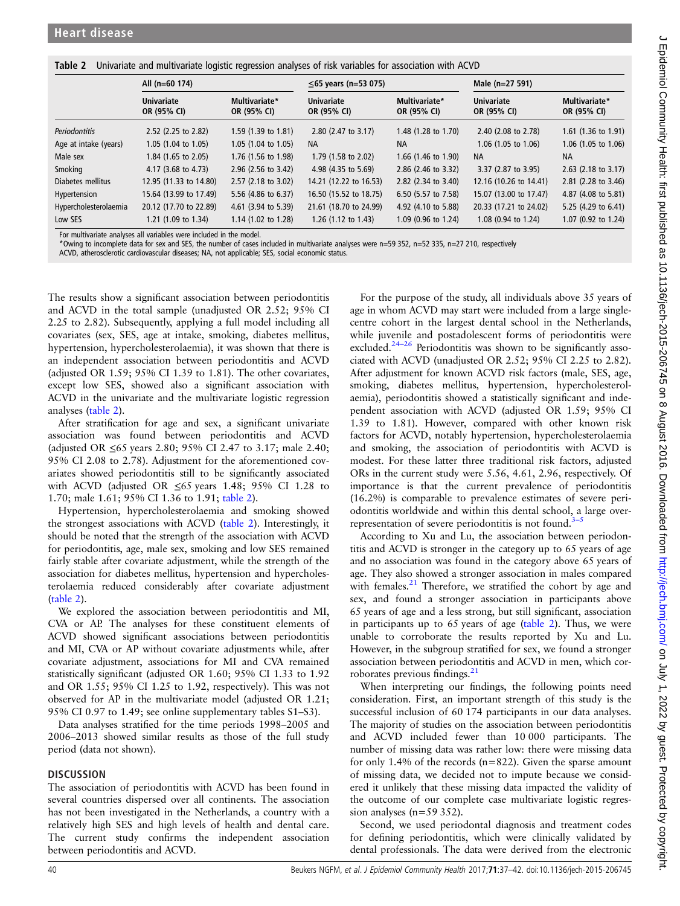**Table 2** Univariate and multivariate logistic regression analyses of risk variables for association with ACVD

| | All (n=60 174) | | ≤65 years (n=53 075) | | Male (n=27 591) | |
|---|---|---|---|---|---|---|
| | Univariate OR (95% CI) | Multivariate* OR (95% CI) | Univariate OR (95% CI) | Multivariate* OR (95% CI) | Univariate OR (95% CI) | Multivariate* OR (95% CI) |
| *Periodontitis* | 2.52 (2.25 to 2.82) | 1.59 (1.39 to 1.81) | 2.80 (2.47 to 3.17) | 1.48 (1.28 to 1.70) | 2.40 (2.08 to 2.78) | 1.61 (1.36 to 1.91) |
| Age at intake (years) | 1.05 (1.04 to 1.05) | 1.05 (1.04 to 1.05) | NA | NA | 1.06 (1.05 to 1.06) | 1.06 (1.05 to 1.06) |
| Male sex | 1.84 (1.65 to 2.05) | 1.76 (1.56 to 1.98) | 1.79 (1.58 to 2.02) | 1.66 (1.46 to 1.90) | NA | NA |
| Smoking | 4.17 (3.68 to 4.73) | 2.96 (2.56 to 3.42) | 4.98 (4.35 to 5.69) | 2.86 (2.46 to 3.32) | 3.37 (2.87 to 3.95) | 2.63 (2.18 to 3.17) |
| Diabetes mellitus | 12.95 (11.33 to 14.80) | 2.57 (2.18 to 3.02) | 14.21 (12.22 to 16.53) | 2.82 (2.34 to 3.40) | 12.16 (10.26 to 14.41) | 2.81 (2.28 to 3.46) |
| Hypertension | 15.64 (13.99 to 17.49) | 5.56 (4.86 to 6.37) | 16.50 (15.52 to 18.75) | 6.50 (5.57 to 7.58) | 15.07 (13.00 to 17.47) | 4.87 (4.08 to 5.81) |
| Hypercholesterolaemia | 20.12 (17.70 to 22.89) | 4.61 (3.94 to 5.39) | 21.61 (18.70 to 24.99) | 4.92 (4.10 to 5.88) | 20.33 (17.21 to 24.02) | 5.25 (4.29 to 6.41) |
| Low SES | 1.21 (1.09 to 1.34) | 1.14 (1.02 to 1.28) | 1.26 (1.12 to 1.43) | 1.09 (0.96 to 1.24) | 1.08 (0.94 to 1.24) | 1.07 (0.92 to 1.24) |

For multivariate analyses all variables were included in the model.
*Owing to incomplete data for sex and SES, the number of cases included in multivariate analyses were n=59 352, n=52 335, n=27 210, respectively
ACVD, atherosclerotic cardiovascular diseases; NA, not applicable; SES, social economic status.

The results show a significant association between periodontitis and ACVD in the total sample (unadjusted OR 2.52; 95% CI 2.25 to 2.82). Subsequently, applying a full model including all covariates (sex, SES, age at intake, smoking, diabetes mellitus, hypertension, hypercholesterolaemia), it was shown that there is an independent association between periodontitis and ACVD (adjusted OR 1.59; 95% CI 1.39 to 1.81). The other covariates, except low SES, showed also a significant association with ACVD in the univariate and the multivariate logistic regression analyses (table 2).

After stratification for age and sex, a significant univariate association was found between periodontitis and ACVD (adjusted OR ≤65 years 2.80; 95% CI 2.47 to 3.17; male 2.40; 95% CI 2.08 to 2.78). Adjustment for the aforementioned covariates showed periodontitis still to be significantly associated with ACVD (adjusted OR ≤65 years 1.48; 95% CI 1.28 to 1.70; male 1.61; 95% CI 1.36 to 1.91; table 2).

Hypertension, hypercholesterolaemia and smoking showed the strongest associations with ACVD (table 2). Interestingly, it should be noted that the strength of the association with ACVD for periodontitis, age, male sex, smoking and low SES remained fairly stable after covariate adjustment, while the strength of the association for diabetes mellitus, hypertension and hypercholesterolaemia reduced considerably after covariate adjustment (table 2).

We explored the association between periodontitis and MI, CVA or AP. The analyses for these constituent elements of ACVD showed significant associations between periodontitis and MI, CVA or AP without covariate adjustments while, after covariate adjustment, associations for MI and CVA remained statistically significant (adjusted OR 1.60; 95% CI 1.33 to 1.92 and OR 1.55; 95% CI 1.25 to 1.92, respectively). This was not observed for AP in the multivariate model (adjusted OR 1.21; 95% CI 0.97 to 1.49; see online supplementary tables S1–S3).

Data analyses stratified for the time periods 1998–2005 and 2006–2013 showed similar results as those of the full study period (data not shown).

## DISCUSSION

The association of periodontitis with ACVD has been found in several countries dispersed over all continents. The association has not been investigated in the Netherlands, a country with a relatively high SES and high levels of health and dental care. The current study confirms the independent association between periodontitis and ACVD.

For the purpose of the study, all individuals above 35 years of age in whom ACVD may start were included from a large single-centre cohort in the largest dental school in the Netherlands, while juvenile and postadolescent forms of periodontitis were excluded.[24–26] Periodontitis was shown to be significantly associated with ACVD (unadjusted OR 2.52; 95% CI 2.25 to 2.82). After adjustment for known ACVD risk factors (male, SES, age, smoking, diabetes mellitus, hypertension, hypercholesterolaemia), periodontitis showed a statistically significant and independent association with ACVD (adjusted OR 1.59; 95% CI 1.39 to 1.81). However, compared with other known risk factors for ACVD, notably hypertension, hypercholesterolaemia and smoking, the association of periodontitis with ACVD is modest. For these latter three traditional risk factors, adjusted ORs in the current study were 5.56, 4.61, 2.96, respectively. Of importance is that the current prevalence of periodontitis (16.2%) is comparable to prevalence estimates of severe periodontitis worldwide and within this dental school, a large overrepresentation of severe periodontitis is not found.[3–5]

According to Xu and Lu, the association between periodontitis and ACVD is stronger in the category up to 65 years of age and no association was found in the category above 65 years of age. They also showed a stronger association in males compared with females.[21] Therefore, we stratified the cohort by age and sex, and found a stronger association in participants above 65 years of age and a less strong, but still significant, association in participants up to 65 years of age (table 2). Thus, we were unable to corroborate the results reported by Xu and Lu. However, in the subgroup stratified for sex, we found a stronger association between periodontitis and ACVD in men, which corroborates previous findings.[21]

When interpreting our findings, the following points need consideration. First, an important strength of this study is the successful inclusion of 60 174 participants in our data analyses. The majority of studies on the association between periodontitis and ACVD included fewer than 10 000 participants. The number of missing data was rather low: there were missing data for only 1.4% of the records (n=822). Given the sparse amount of missing data, we decided not to impute because we considered it unlikely that these missing data impacted the validity of the outcome of our complete case multivariate logistic regression analyses (n=59 352).

Second, we used periodontal diagnosis and treatment codes for defining periodontitis, which were clinically validated by dental professionals. The data were derived from the electronic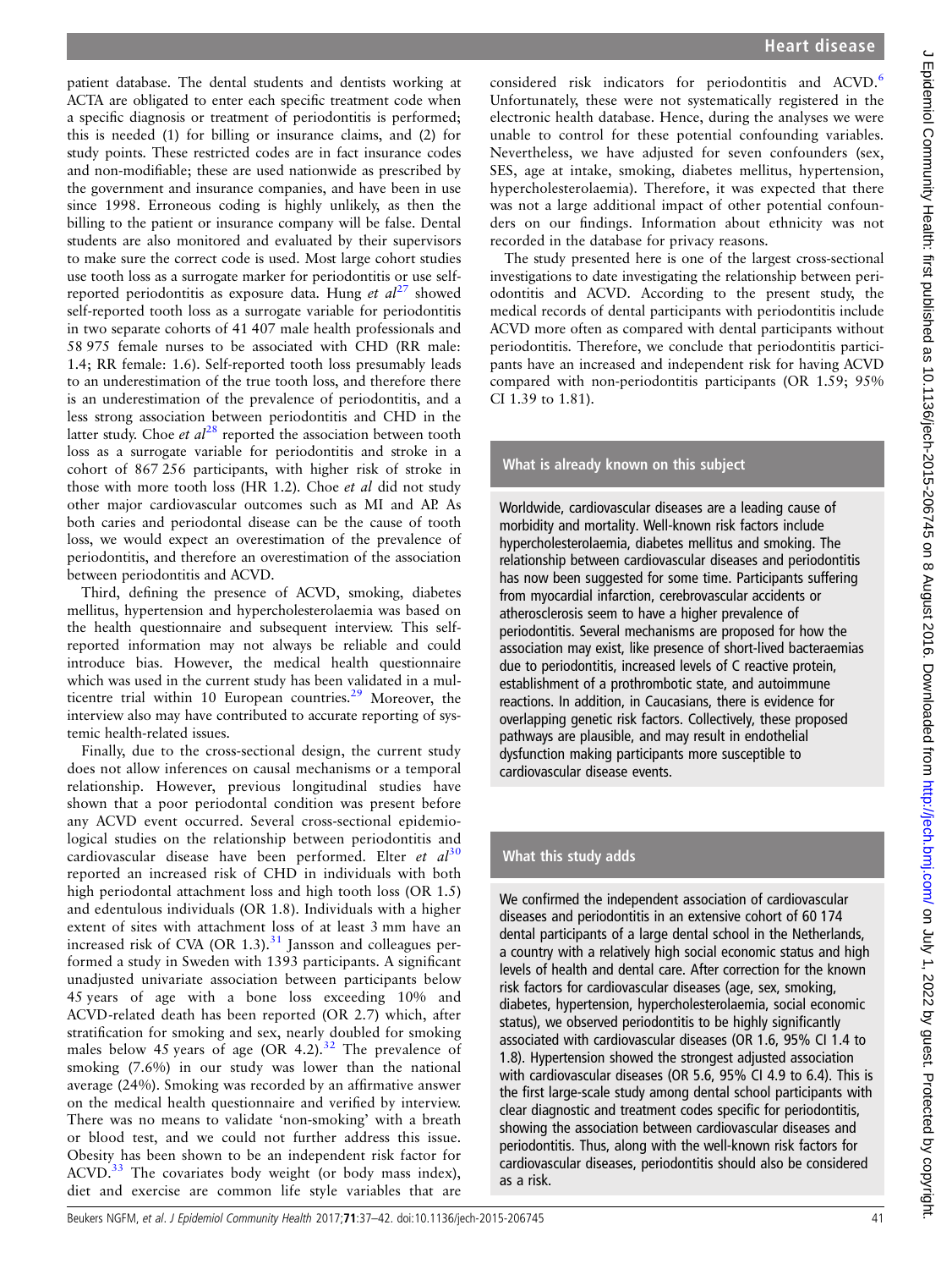patient database. The dental students and dentists working at ACTA are obligated to enter each specific treatment code when a specific diagnosis or treatment of periodontitis is performed; this is needed (1) for billing or insurance claims, and (2) for study points. These restricted codes are in fact insurance codes and non-modifiable; these are used nationwide as prescribed by the government and insurance companies, and have been in use since 1998. Erroneous coding is highly unlikely, as then the billing to the patient or insurance company will be false. Dental students are also monitored and evaluated by their supervisors to make sure the correct code is used. Most large cohort studies use tooth loss as a surrogate marker for periodontitis or use self-reported periodontitis as exposure data. Hung *et al*[27] showed self-reported tooth loss as a surrogate variable for periodontitis in two separate cohorts of 41 407 male health professionals and 58 975 female nurses to be associated with CHD (RR male: 1.4; RR female: 1.6). Self-reported tooth loss presumably leads to an underestimation of the true tooth loss, and therefore there is an underestimation of the prevalence of periodontitis, and a less strong association between periodontitis and CHD in the latter study. Choe *et al*[28] reported the association between tooth loss as a surrogate variable for periodontitis and stroke in a cohort of 867 256 participants, with higher risk of stroke in those with more tooth loss (HR 1.2). Choe *et al* did not study other major cardiovascular outcomes such as MI and AP. As both caries and periodontal disease can be the cause of tooth loss, we would expect an overestimation of the prevalence of periodontitis, and therefore an overestimation of the association between periodontitis and ACVD.

Third, defining the presence of ACVD, smoking, diabetes mellitus, hypertension and hypercholesterolaemia was based on the health questionnaire and subsequent interview. This self-reported information may not always be reliable and could introduce bias. However, the medical health questionnaire which was used in the current study has been validated in a multicentre trial within 10 European countries.[29] Moreover, the interview also may have contributed to accurate reporting of systemic health-related issues.

Finally, due to the cross-sectional design, the current study does not allow inferences on causal mechanisms or a temporal relationship. However, previous longitudinal studies have shown that a poor periodontal condition was present before any ACVD event occurred. Several cross-sectional epidemiological studies on the relationship between periodontitis and cardiovascular disease have been performed. Elter *et al*[30] reported an increased risk of CHD in individuals with both high periodontal attachment loss and high tooth loss (OR 1.5) and edentulous individuals (OR 1.8). Individuals with a higher extent of sites with attachment loss of at least 3 mm have an increased risk of CVA (OR 1.3).[31] Jansson and colleagues performed a study in Sweden with 1393 participants. A significant unadjusted univariate association between participants below 45 years of age with a bone loss exceeding 10% and ACVD-related death has been reported (OR 2.7) which, after stratification for smoking and sex, nearly doubled for smoking males below 45 years of age (OR 4.2).[32] The prevalence of smoking (7.6%) in our study was lower than the national average (24%). Smoking was recorded by an affirmative answer on the medical health questionnaire and verified by interview. There was no means to validate 'non-smoking' with a breath or blood test, and we could not further address this issue. Obesity has been shown to be an independent risk factor for ACVD.[33] The covariates body weight (or body mass index), diet and exercise are common life style variables that are considered risk indicators for periodontitis and ACVD.[6] Unfortunately, these were not systematically registered in the electronic health database. Hence, during the analyses we were unable to control for these potential confounding variables. Nevertheless, we have adjusted for seven confounders (sex, SES, age at intake, smoking, diabetes mellitus, hypertension, hypercholesterolaemia). Therefore, it was expected that there was not a large additional impact of other potential confounders on our findings. Information about ethnicity was not recorded in the database for privacy reasons.

The study presented here is one of the largest cross-sectional investigations to date investigating the relationship between periodontitis and ACVD. According to the present study, the medical records of dental participants with periodontitis include ACVD more often as compared with dental participants without periodontitis. Therefore, we conclude that periodontitis participants have an increased and independent risk for having ACVD compared with non-periodontitis participants (OR 1.59; 95% CI 1.39 to 1.81).

## What is already known on this subject

Worldwide, cardiovascular diseases are a leading cause of morbidity and mortality. Well-known risk factors include hypercholesterolaemia, diabetes mellitus and smoking. The relationship between cardiovascular diseases and periodontitis has now been suggested for some time. Participants suffering from myocardial infarction, cerebrovascular accidents or atherosclerosis seem to have a higher prevalence of periodontitis. Several mechanisms are proposed for how the association may exist, like presence of short-lived bacteraemias due to periodontitis, increased levels of C reactive protein, establishment of a prothrombotic state, and autoimmune reactions. In addition, in Caucasians, there is evidence for overlapping genetic risk factors. Collectively, these proposed pathways are plausible, and may result in endothelial dysfunction making participants more susceptible to cardiovascular disease events.

## What this study adds

We confirmed the independent association of cardiovascular diseases and periodontitis in an extensive cohort of 60 174 dental participants of a large dental school in the Netherlands, a country with a relatively high social economic status and high levels of health and dental care. After correction for the known risk factors for cardiovascular diseases (age, sex, smoking, diabetes, hypertension, hypercholesterolaemia, social economic status), we observed periodontitis to be highly significantly associated with cardiovascular diseases (OR 1.6, 95% CI 1.4 to 1.8). Hypertension showed the strongest adjusted association with cardiovascular diseases (OR 5.6, 95% CI 4.9 to 6.4). This is the first large-scale study among dental school participants with clear diagnostic and treatment codes specific for periodontitis, showing the association between cardiovascular diseases and periodontitis. Thus, along with the well-known risk factors for cardiovascular diseases, periodontitis should also be considered as a risk.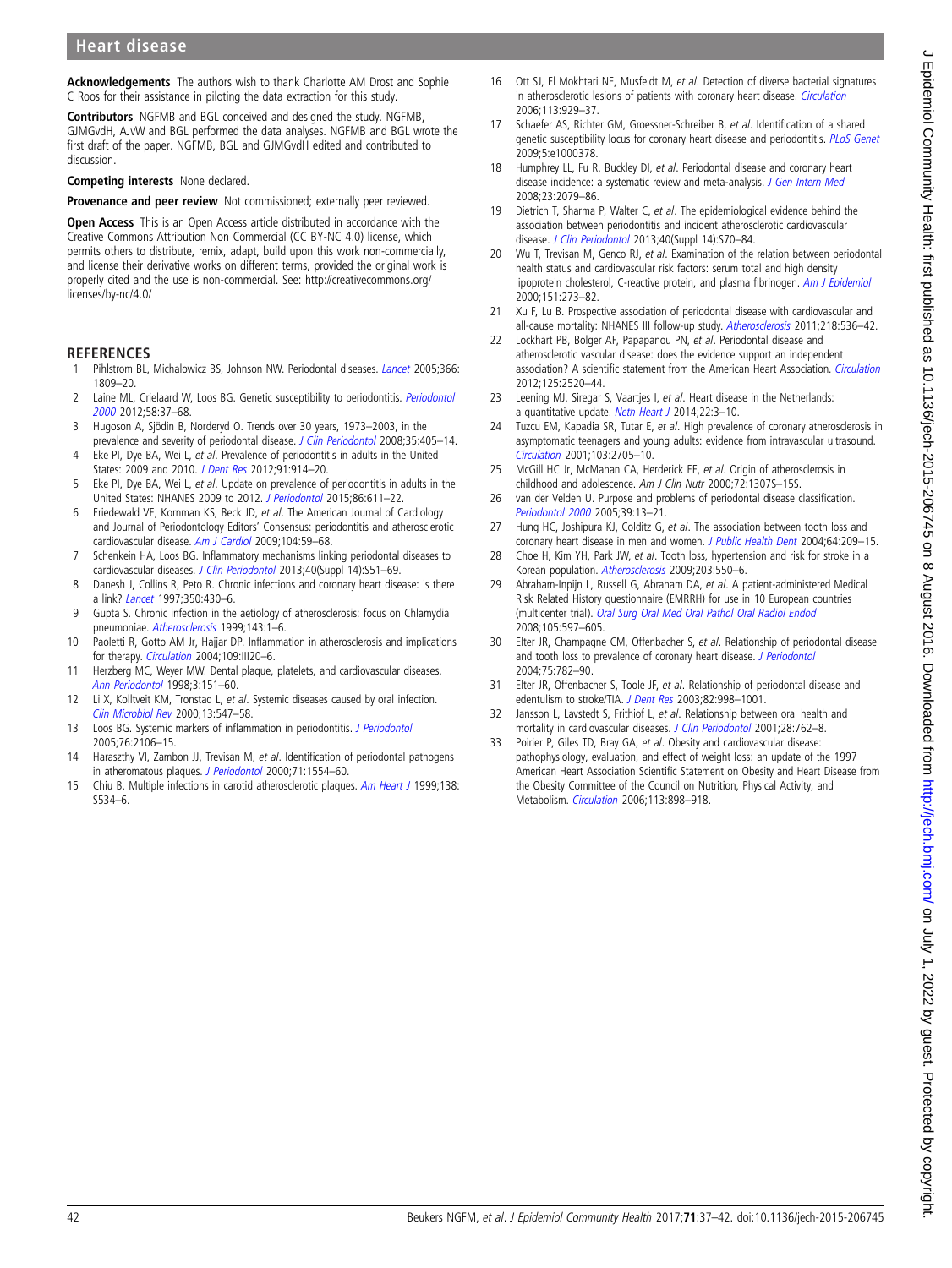**Acknowledgements** The authors wish to thank Charlotte AM Drost and Sophie C Roos for their assistance in piloting the data extraction for this study.

**Contributors** NGFMB and BGL conceived and designed the study. NGFMB, GJMGvdH, AJvW and BGL performed the data analyses. NGFMB and BGL wrote the first draft of the paper. NGFMB, BGL and GJMGvdH edited and contributed to discussion.

**Competing interests** None declared.

**Provenance and peer review** Not commissioned; externally peer reviewed.

**Open Access** This is an Open Access article distributed in accordance with the Creative Commons Attribution Non Commercial (CC BY-NC 4.0) license, which permits others to distribute, remix, adapt, build upon this work non-commercially, and license their derivative works on different terms, provided the original work is properly cited and the use is non-commercial. See: http://creativecommons.org/licenses/by-nc/4.0/

## REFERENCES

1. Pihlstrom BL, Michalowicz BS, Johnson NW. Periodontal diseases. *Lancet* 2005;366:1809–20.
2. Laine ML, Crielaard W, Loos BG. Genetic susceptibility to periodontitis. *Periodontol 2000* 2012;58:37–68.
3. Hugoson A, Sjödin B, Norderyd O. Trends over 30 years, 1973–2003, in the prevalence and severity of periodontal disease. *J Clin Periodontol* 2008;35:405–14.
4. Eke PI, Dye BA, Wei L, *et al*. Prevalence of periodontitis in adults in the United States: 2009 and 2010. *J Dent Res* 2012;91:914–20.
5. Eke PI, Dye BA, Wei L, *et al*. Update on prevalence of periodontitis in adults in the United States: NHANES 2009 to 2012. *J Periodontol* 2015;86:611–22.
6. Friedewald VE, Kornman KS, Beck JD, *et al*. The American Journal of Cardiology and Journal of Periodontology Editors' Consensus: periodontitis and atherosclerotic cardiovascular disease. *Am J Cardiol* 2009;104:59–68.
7. Schenkein HA, Loos BG. Inflammatory mechanisms linking periodontal diseases to cardiovascular diseases. *J Clin Periodontol* 2013;40(Suppl 14):S51–69.
8. Danesh J, Collins R, Peto R. Chronic infections and coronary heart disease: is there a link? *Lancet* 1997;350:430–6.
9. Gupta S. Chronic infection in the aetiology of atherosclerosis: focus on Chlamydia pneumoniae. *Atherosclerosis* 1999;143:1–6.
10. Paoletti R, Gotto AM Jr, Hajjar DP. Inflammation in atherosclerosis and implications for therapy. *Circulation* 2004;109:III20–6.
11. Herzberg MC, Weyer MW. Dental plaque, platelets, and cardiovascular diseases. *Ann Periodontol* 1998;3:151–60.
12. Li X, Kolltveit KM, Tronstad L, *et al*. Systemic diseases caused by oral infection. *Clin Microbiol Rev* 2000;13:547–58.
13. Loos BG. Systemic markers of inflammation in periodontitis. *J Periodontol* 2005;76:2106–15.
14. Haraszthy VI, Zambon JJ, Trevisan M, *et al*. Identification of periodontal pathogens in atheromatous plaques. *J Periodontol* 2000;71:1554–60.
15. Chiu B. Multiple infections in carotid atherosclerotic plaques. *Am Heart J* 1999;138:S534–6.
16. Ott SJ, El Mokhtari NE, Musfeldt M, *et al*. Detection of diverse bacterial signatures in atherosclerotic lesions of patients with coronary heart disease. *Circulation* 2006;113:929–37.
17. Schaefer AS, Richter GM, Groessner-Schreiber B, *et al*. Identification of a shared genetic susceptibility locus for coronary heart disease and periodontitis. *PLoS Genet* 2009;5:e1000378.
18. Humphrey LL, Fu R, Buckley DI, *et al*. Periodontal disease and coronary heart disease incidence: a systematic review and meta-analysis. *J Gen Intern Med* 2008;23:2079–86.
19. Dietrich T, Sharma P, Walter C, *et al*. The epidemiological evidence behind the association between periodontitis and incident atherosclerotic cardiovascular disease. *J Clin Periodontol* 2013;40(Suppl 14):S70–84.
20. Wu T, Trevisan M, Genco RJ, *et al*. Examination of the relation between periodontal health status and cardiovascular risk factors: serum total and high density lipoprotein cholesterol, C-reactive protein, and plasma fibrinogen. *Am J Epidemiol* 2000;151:273–82.
21. Xu F, Lu B. Prospective association of periodontal disease with cardiovascular and all-cause mortality: NHANES III follow-up study. *Atherosclerosis* 2011;218:536–42.
22. Lockhart PB, Bolger AF, Papapanou PN, *et al*. Periodontal disease and atherosclerotic vascular disease: does the evidence support an independent association? A scientific statement from the American Heart Association. *Circulation* 2012;125:2520–44.
23. Leening MJ, Siregar S, Vaartjes I, *et al*. Heart disease in the Netherlands: a quantitative update. *Neth Heart J* 2014;22:3–10.
24. Tuzcu EM, Kapadia SR, Tutar E, *et al*. High prevalence of coronary atherosclerosis in asymptomatic teenagers and young adults: evidence from intravascular ultrasound. *Circulation* 2001;103:2705–10.
25. McGill HC Jr, McMahan CA, Herderick EE, *et al*. Origin of atherosclerosis in childhood and adolescence. *Am J Clin Nutr* 2000;72:1307S–15S.
26. van der Velden U. Purpose and problems of periodontal disease classification. *Periodontol 2000* 2005;39:13–21.
27. Hung HC, Joshipura KJ, Colditz G, *et al*. The association between tooth loss and coronary heart disease in men and women. *J Public Health Dent* 2004;64:209–15.
28. Choe H, Kim YH, Park JW, *et al*. Tooth loss, hypertension and risk for stroke in a Korean population. *Atherosclerosis* 2009;203:550–6.
29. Abraham-Inpijn L, Russell G, Abraham DA, *et al*. A patient-administered Medical Risk Related History questionnaire (EMRRH) for use in 10 European countries (multicenter trial). *Oral Surg Oral Med Oral Pathol Oral Radiol Endod* 2008;105:597–605.
30. Elter JR, Champagne CM, Offenbacher S, *et al*. Relationship of periodontal disease and tooth loss to prevalence of coronary heart disease. *J Periodontol* 2004;75:782–90.
31. Elter JR, Offenbacher S, Toole JF, *et al*. Relationship of periodontal disease and edentulism to stroke/TIA. *J Dent Res* 2003;82:998–1001.
32. Jansson L, Lavstedt S, Frithiof L, *et al*. Relationship between oral health and mortality in cardiovascular diseases. *J Clin Periodontol* 2001;28:762–8.
33. Poirier P, Giles TD, Bray GA, *et al*. Obesity and cardiovascular disease: pathophysiology, evaluation, and effect of weight loss: an update of the 1997 American Heart Association Scientific Statement on Obesity and Heart Disease from the Obesity Committee of the Council on Nutrition, Physical Activity, and Metabolism. *Circulation* 2006;113:898–918.